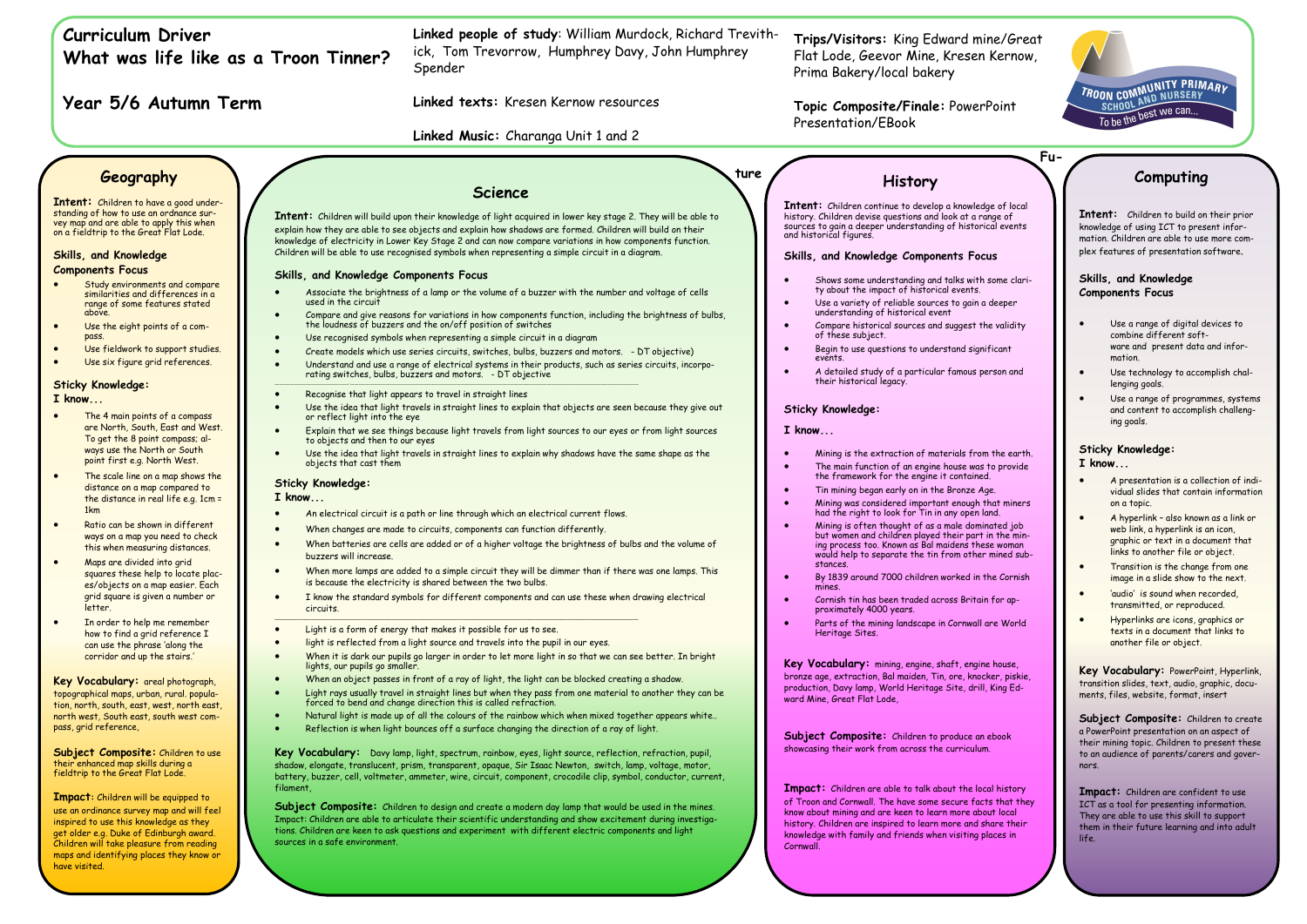# Curriculum Driver
# What was life like as a Troon Tinner?

## Year 5/6 Autumn Term

**Linked people of study**: William Murdock, Richard Trevithick, Tom Trevorrow, Humphrey Davy, John Humphrey Spender

**Linked texts:** Kresen Kernow resources

**Linked Music:** Charanga Unit 1 and 2

**Trips/Visitors:** King Edward mine/Great Flat Lode, Geevor Mine, Kresen Kernow, Prima Bakery/local bakery

**Topic Composite/Finale:** PowerPoint Presentation/EBook

TROON COMMUNITY PRIMARY SCHOOL AND NURSERY
To be the best we can...

## Geography

**Intent:** Children to have a good understanding of how to use an ordnance survey map and are able to apply this when on a fieldtrip to the Great Flat Lode.

### Skills, and Knowledge Components Focus

- Study environments and compare similarities and differences in a range of some features stated above.
- Use the eight points of a compass.
- Use fieldwork to support studies.
- Use six figure grid references.

### Sticky Knowledge:
**I know...**

- The 4 main points of a compass are North, South, East and West. To get the 8 point compass; always use the North or South point first e.g. North West.
- The scale line on a map shows the distance on a map compared to the distance in real life e.g. 1cm = 1km
- Ratio can be shown in different ways on a map you need to check this when measuring distances.
- Maps are divided into grid squares these help to locate places/objects on a map easier. Each grid square is given a number or letter.
- In order to help me remember how to find a grid reference I can use the phrase 'along the corridor and up the stairs.'

**Key Vocabulary:** areal photograph, topographical maps, urban, rural. population, north, south, east, west, north east, north west, South east, south west compass, grid reference,

**Subject Composite:** Children to use their enhanced map skills during a fieldtrip to the Great Flat Lode.

**Impact:** Children will be equipped to use an ordinance survey map and will feel inspired to use this knowledge as they get older e.g. Duke of Edinburgh award. Children will take pleasure from reading maps and identifying places they know or have visited.

## Science

**Intent:** Children will build upon their knowledge of light acquired in lower key stage 2. They will be able to explain how they are able to see objects and explain how shadows are formed. Children will build on their knowledge of electricity in Lower Key Stage 2 and can now compare variations in how components function. Children will be able to use recognised symbols when representing a simple circuit in a diagram.

### Skills, and Knowledge Components Focus

- Associate the brightness of a lamp or the volume of a buzzer with the number and voltage of cells used in the circuit
- Compare and give reasons for variations in how components function, including the brightness of bulbs, the loudness of buzzers and the on/off position of switches
- Use recognised symbols when representing a simple circuit in a diagram
- Create models which use series circuits, switches, bulbs, buzzers and motors. - DT objective)
- Understand and use a range of electrical systems in their products, such as series circuits, incorporating switches, bulbs, buzzers and motors. - DT objective

---

- Recognise that light appears to travel in straight lines
- Use the idea that light travels in straight lines to explain that objects are seen because they give out or reflect light into the eye
- Explain that we see things because light travels from light sources to our eyes or from light sources to objects and then to our eyes
- Use the idea that light travels in straight lines to explain why shadows have the same shape as the objects that cast them

### Sticky Knowledge:
**I know...**

- An electrical circuit is a path or line through which an electrical current flows.
- When changes are made to circuits, components can function differently.
- When batteries are cells are added or of a higher voltage the brightness of bulbs and the volume of buzzers will increase.
- When more lamps are added to a simple circuit they will be dimmer than if there was one lamps. This is because the electricity is shared between the two bulbs.
- I know the standard symbols for different components and can use these when drawing electrical circuits.

---

- Light is a form of energy that makes it possible for us to see.
- light is reflected from a light source and travels into the pupil in our eyes.
- When it is dark our pupils go larger in order to let more light in so that we can see better. In bright lights, our pupils go smaller.
- When an object passes in front of a ray of light, the light can be blocked creating a shadow.
- Light rays usually travel in straight lines but when they pass from one material to another they can be forced to bend and change direction this is called refraction.
- Natural light is made up of all the colours of the rainbow which when mixed together appears white..
- Reflection is when light bounces off a surface changing the direction of a ray of light.

**Key Vocabulary:** Davy lamp, light, spectrum, rainbow, eyes, light source, reflection, refraction, pupil, shadow, elongate, translucent, prism, transparent, opaque, Sir Isaac Newton, switch, lamp, voltage, motor, battery, buzzer, cell, voltmeter, ammeter, wire, circuit, component, crocodile clip, symbol, conductor, current, filament,

**Subject Composite:** Children to design and create a modern day lamp that would be used in the mines. Impact: Children are able to articulate their scientific understanding and show excitement during investigations. Children are keen to ask questions and experiment with different electric components and light sources in a safe environment.

## History

**Intent:** Children continue to develop a knowledge of local history. Children devise questions and look at a range of sources to gain a deeper understanding of historical events and historical figures.

### Skills, and Knowledge Components Focus

- Shows some understanding and talks with some clarity about the impact of historical events.
- Use a variety of reliable sources to gain a deeper understanding of historical event
- Compare historical sources and suggest the validity of these subject.
- Begin to use questions to understand significant events.
- A detailed study of a particular famous person and their historical legacy.

### Sticky Knowledge:
**I know...**

- Mining is the extraction of materials from the earth.
- The main function of an engine house was to provide the framework for the engine it contained.
- Tin mining began early on in the Bronze Age.
- Mining was considered important enough that miners had the right to look for Tin in any open land.
- Mining is often thought of as a male dominated job but women and children played their part in the mining process too. Known as Bal maidens these woman would help to separate the tin from other mined substances.
- By 1839 around 7000 children worked in the Cornish mines.
- Cornish tin has been traded across Britain for approximately 4000 years.
- Parts of the mining landscape in Cornwall are World Heritage Sites.

**Key Vocabulary:** mining, engine, shaft, engine house, bronze age, extraction, Bal maiden, Tin, ore, knocker, piskie, production, Davy lamp, World Heritage Site, drill, King Edward Mine, Great Flat Lode,

**Subject Composite:** Children to produce an ebook showcasing their work from across the curriculum.

**Impact:** Children are able to talk about the local history of Troon and Cornwall. The have some secure facts that they know about mining and are keen to learn more about local history. Children are inspired to learn more and share their knowledge with family and friends when visiting places in Cornwall.

## Computing

**Intent:** Children to build on their prior knowledge of using ICT to present information. Children are able to use more complex features of presentation software.

### Skills, and Knowledge Components Focus

- Use a range of digital devices to combine different software and present data and information.
- Use technology to accomplish challenging goals.
- Use a range of programmes, systems and content to accomplish challenging goals.

### Sticky Knowledge:
**I know...**

- A presentation is a collection of individual slides that contain information on a topic.
- A hyperlink – also known as a link or web link, a hyperlink is an icon, graphic or text in a document that links to another file or object.
- Transition is the change from one image in a slide show to the next.
- 'audio' is sound when recorded, transmitted, or reproduced.
- Hyperlinks are icons, graphics or texts in a document that links to another file or object.

**Key Vocabulary:** PowerPoint, Hyperlink, transition slides, text, audio, graphic, documents, files, website, format, insert

**Subject Composite:** Children to create a PowerPoint presentation on an aspect of their mining topic. Children to present these to an audience of parents/carers and governors.

**Impact:** Children are confident to use ICT as a tool for presenting information. They are able to use this skill to support them in their future learning and into adult life.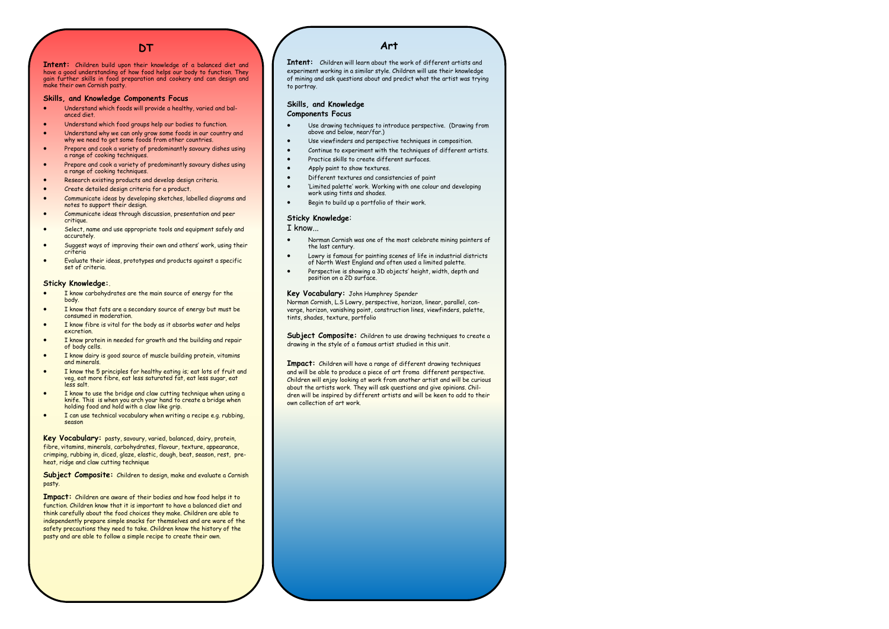## DT

**Intent:** Children build upon their knowledge of a balanced diet and have a good understanding of how food helps our body to function. They gain further skills in food preparation and cookery and can design and make their own Cornish pasty.

### Skills, and Knowledge Components Focus

- Understand which foods will provide a healthy, varied and balanced diet.
- Understand which food groups help our bodies to function.
- Understand why we can only grow some foods in our country and why we need to get some foods from other countries.
- Prepare and cook a variety of predominantly savoury dishes using a range of cooking techniques.
- Prepare and cook a variety of predominantly savoury dishes using a range of cooking techniques.
- Research existing products and develop design criteria.
- Create detailed design criteria for a product.
- Communicate ideas by developing sketches, labelled diagrams and notes to support their design.
- Communicate ideas through discussion, presentation and peer critique.
- Select, name and use appropriate tools and equipment safely and accurately.
- Suggest ways of improving their own and others' work, using their criteria
- Evaluate their ideas, prototypes and products against a specific set of criteria.

### Sticky Knowledge:.

- I know carbohydrates are the main source of energy for the body.
- I know that fats are a secondary source of energy but must be consumed in moderation.
- I know fibre is vital for the body as it absorbs water and helps excretion.
- I know protein in needed for growth and the building and repair of body cells.
- I know dairy is good source of muscle building protein, vitamins and minerals.
- I know the 5 principles for healthy eating is; eat lots of fruit and veg, eat more fibre, eat less saturated fat, eat less sugar, eat less salt.
- I know to use the bridge and claw cutting technique when using a knife. This is when you arch your hand to create a bridge when holding food and hold with a claw like grip.
- I can use technical vocabulary when writing a recipe e.g. rubbing, season

**Key Vocabulary:** pasty, savoury, varied, balanced, dairy, protein, fibre, vitamins, minerals, carbohydrates, flavour, texture, appearance, crimping, rubbing in, diced, glaze, elastic, dough, beat, season, rest, pre-heat, ridge and claw cutting technique

**Subject Composite:** Children to design, make and evaluate a Cornish pasty.

**Impact:** Children are aware of their bodies and how food helps it to function. Children know that it is important to have a balanced diet and think carefully about the food choices they make. Children are able to independently prepare simple snacks for themselves and are ware of the safety precautions they need to take. Children know the history of the pasty and are able to follow a simple recipe to create their own.

## Art

**Intent:** Children will learn about the work of different artists and experiment working in a similar style. Children will use their knowledge of mining and ask questions about and predict what the artist was trying to portray.

### Skills, and Knowledge Components Focus

- Use drawing techniques to introduce perspective. (Drawing from above and below, near/far.)
- Use viewfinders and perspective techniques in composition.
- Continue to experiment with the techniques of different artists.
- Practice skills to create different surfaces.
- Apply paint to show textures.
- Different textures and consistencies of paint
- 'Limited palette' work. Working with one colour and developing work using tints and shades.
- Begin to build up a portfolio of their work.

### Sticky Knowledge:

I know...

- Norman Cornish was one of the most celebrate mining painters of the last century.
- Lowry is famous for painting scenes of life in industrial districts of North West England and often used a limited palette.
- Perspective is showing a 3D objects' height, width, depth and position on a 2D surface.

**Key Vocabulary:** John Humphrey Spender Norman Cornish, L.S Lowry, perspective, horizon, linear, parallel, converge, horizon, vanishing point, construction lines, viewfinders, palette, tints, shades, texture, portfolio

**Subject Composite:** Children to use drawing techniques to create a drawing in the style of a famous artist studied in this unit.

**Impact:** Children will have a range of different drawing techniques and will be able to produce a piece of art froma different perspective. Children will enjoy looking at work from another artist and will be curious about the artists work. They will ask questions and give opinions. Children will be inspired by different artists and will be keen to add to their own collection of art work.